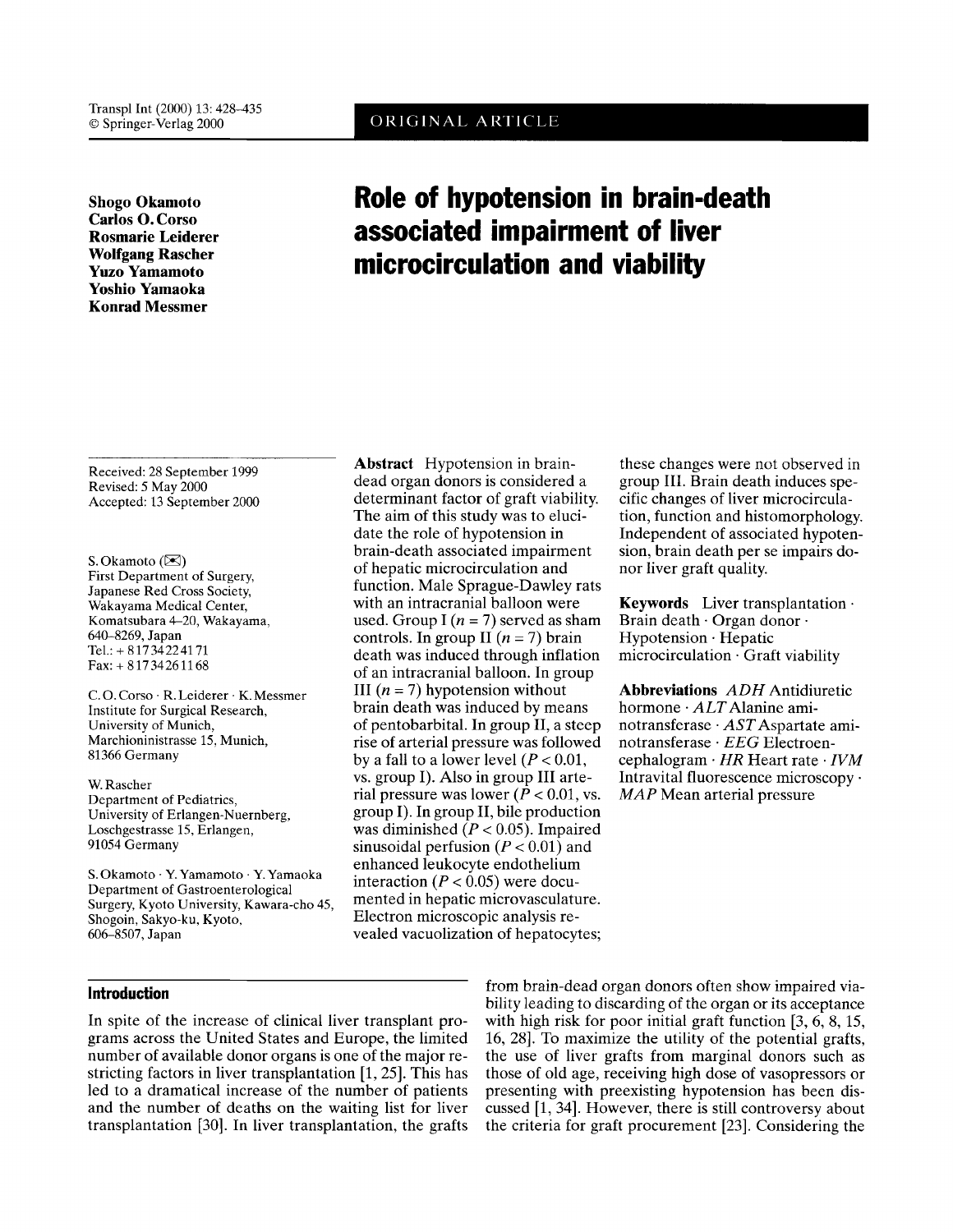ORIGINAL ARTICLE

**Shogo Okamoto**
**Carlos O. Corso**
**Rosmarie Leiderer**
**Wolfgang Rascher**
**Yuzo Yamamoto**
**Yoshio Yamaoka**
**Konrad Messmer**

# Role of hypotension in brain-death associated impairment of liver microcirculation and viability

Received: 28 September 1999
Revised: 5 May 2000
Accepted: 13 September 2000

S. Okamoto (✉)
First Department of Surgery, Japanese Red Cross Society, Wakayama Medical Center, Komatsubara 4–20, Wakayama, 640–8269, Japan
Tel.: + 81734224171
Fax: + 81734261168

C. O. Corso · R. Leiderer · K. Messmer
Institute for Surgical Research, University of Munich, Marchioninistrasse 15, Munich, 81366 Germany

W. Rascher
Department of Pediatrics, University of Erlangen-Nuernberg, Loschgestrasse 15, Erlangen, 91054 Germany

S. Okamoto · Y. Yamamoto · Y. Yamaoka
Department of Gastroenterological Surgery, Kyoto University, Kawara-cho 45, Shogoin, Sakyo-ku, Kyoto, 606–8507, Japan

**Abstract** Hypotension in brain-dead organ donors is considered a determinant factor of graft viability. The aim of this study was to elucidate the role of hypotension in brain-death associated impairment of hepatic microcirculation and function. Male Sprague-Dawley rats with an intracranial balloon were used. Group I ($n = 7$) served as sham controls. In group II ($n = 7$) brain death was induced through inflation of an intracranial balloon. In group III ($n = 7$) hypotension without brain death was induced by means of pentobarbital. In group II, a steep rise of arterial pressure was followed by a fall to a lower level ($P < 0.01$, vs. group I). Also in group III arterial pressure was lower ($P < 0.01$, vs. group I). In group II, bile production was diminished ($P < 0.05$). Impaired sinusoidal perfusion ($P < 0.01$) and enhanced leukocyte endothelium interaction ($P < 0.05$) were documented in hepatic microvasculature. Electron microscopic analysis revealed vacuolization of hepatocytes; these changes were not observed in group III. Brain death induces specific changes of liver microcirculation, function and histomorphology. Independent of associated hypotension, brain death per se impairs donor liver graft quality.

**Keywords** Liver transplantation · Brain death · Organ donor · Hypotension · Hepatic microcirculation · Graft viability

**Abbreviations** *ADH* Antidiuretic hormone · *ALT* Alanine aminotransferase · *AST* Aspartate aminotransferase · *EEG* Electroencephalogram · *HR* Heart rate · *IVM* Intravital fluorescence microscopy · *MAP* Mean arterial pressure

## Introduction

In spite of the increase of clinical liver transplant programs across the United States and Europe, the limited number of available donor organs is one of the major restricting factors in liver transplantation [1, 25]. This has led to a dramatical increase of the number of patients and the number of deaths on the waiting list for liver transplantation [30]. In liver transplantation, the grafts from brain-dead organ donors often show impaired viability leading to discarding of the organ or its acceptance with high risk for poor initial graft function [3, 6, 8, 15, 16, 28]. To maximize the utility of the potential grafts, the use of liver grafts from marginal donors such as those of old age, receiving high dose of vasopressors or presenting with preexisting hypotension has been discussed [1, 34]. However, there is still controversy about the criteria for graft procurement [23]. Considering the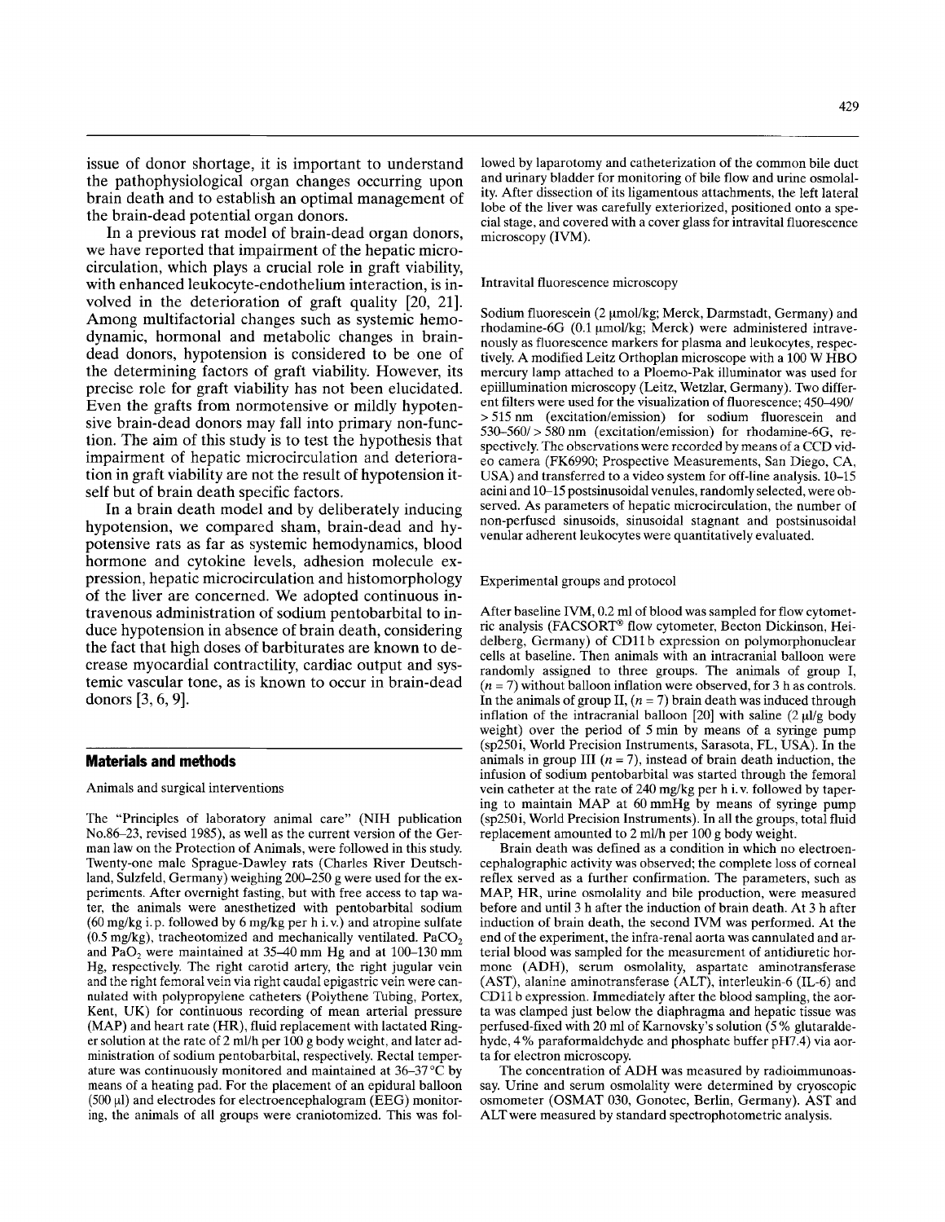issue of donor shortage, it is important to understand the pathophysiological organ changes occurring upon brain death and to establish an optimal management of the brain-dead potential organ donors.

In a previous rat model of brain-dead organ donors, we have reported that impairment of the hepatic microcirculation, which plays a crucial role in graft viability, with enhanced leukocyte-endothelium interaction, is involved in the deterioration of graft quality [20, 21]. Among multifactorial changes such as systemic hemodynamic, hormonal and metabolic changes in brain-dead donors, hypotension is considered to be one of the determining factors of graft viability. However, its precise role for graft viability has not been elucidated. Even the grafts from normotensive or mildly hypotensive brain-dead donors may fall into primary non-function. The aim of this study is to test the hypothesis that impairment of hepatic microcirculation and deterioration in graft viability are not the result of hypotension itself but of brain death specific factors.

In a brain death model and by deliberately inducing hypotension, we compared sham, brain-dead and hypotensive rats as far as systemic hemodynamics, blood hormone and cytokine levels, adhesion molecule expression, hepatic microcirculation and histomorphology of the liver are concerned. We adopted continuous intravenous administration of sodium pentobarbital to induce hypotension in absence of brain death, considering the fact that high doses of barbiturates are known to decrease myocardial contractility, cardiac output and systemic vascular tone, as is known to occur in brain-dead donors [3, 6, 9].

## Materials and methods

### Animals and surgical interventions

The "Principles of laboratory animal care" (NIH publication No.86-23, revised 1985), as well as the current version of the German law on the Protection of Animals, were followed in this study. Twenty-one male Sprague-Dawley rats (Charles River Deutschland, Sulzfeld, Germany) weighing 200-250 g were used for the experiments. After overnight fasting, but with free access to tap water, the animals were anesthetized with pentobarbital sodium (60 mg/kg i.p. followed by 6 mg/kg per h i.v.) and atropine sulfate (0.5 mg/kg), tracheotomized and mechanically ventilated. $PaCO_2$ and $PaO_2$ were maintained at 35-40 mm Hg and at 100-130 mm Hg, respectively. The right carotid artery, the right jugular vein and the right femoral vein via right caudal epigastric vein were cannulated with polypropylene catheters (Polythene Tubing, Portex, Kent, UK) for continuous recording of mean arterial pressure (MAP) and heart rate (HR), fluid replacement with lactated Ringer solution at the rate of 2 ml/h per 100 g body weight, and later administration of sodium pentobarbital, respectively. Rectal temperature was continuously monitored and maintained at 36-37 °C by means of a heating pad. For the placement of an epidural balloon (500 µl) and electrodes for electroencephalogram (EEG) monitoring, the animals of all groups were craniotomized. This was followed by laparotomy and catheterization of the common bile duct and urinary bladder for monitoring of bile flow and urine osmolality. After dissection of its ligamentous attachments, the left lateral lobe of the liver was carefully exteriorized, positioned onto a special stage, and covered with a cover glass for intravital fluorescence microscopy (IVM).

### Intravital fluorescence microscopy

Sodium fluorescein (2 µmol/kg; Merck, Darmstadt, Germany) and rhodamine-6G (0.1 µmol/kg; Merck) were administered intravenously as fluorescence markers for plasma and leukocytes, respectively. A modified Leitz Orthoplan microscope with a 100 W HBO mercury lamp attached to a Ploemo-Pak illuminator was used for epiillumination microscopy (Leitz, Wetzlar, Germany). Two different filters were used for the visualization of fluorescence; 450-490/ > 515 nm (excitation/emission) for sodium fluorescein and 530-560/ > 580 nm (excitation/emission) for rhodamine-6G, respectively. The observations were recorded by means of a CCD video camera (FK6990; Prospective Measurements, San Diego, CA, USA) and transferred to a video system for off-line analysis. 10-15 acini and 10-15 postsinusoidal venules, randomly selected, were observed. As parameters of hepatic microcirculation, the number of non-perfused sinusoids, sinusoidal stagnant and postsinusoidal venular adherent leukocytes were quantitatively evaluated.

### Experimental groups and protocol

After baseline IVM, 0.2 ml of blood was sampled for flow cytometric analysis (FACSORT® flow cytometer, Becton Dickinson, Heidelberg, Germany) of CD11b expression on polymorphonuclear cells at baseline. Then animals with an intracranial balloon were randomly assigned to three groups. The animals of group I, ($n$ = 7) without balloon inflation were observed, for 3 h as controls. In the animals of group II, ($n$ = 7) brain death was induced through inflation of the intracranial balloon [20] with saline (2 µl/g body weight) over the period of 5 min by means of a syringe pump (sp250i, World Precision Instruments, Sarasota, FL, USA). In the animals in group III ($n$ = 7), instead of brain death induction, the infusion of sodium pentobarbital was started through the femoral vein catheter at the rate of 240 mg/kg per h i.v. followed by tapering to maintain MAP at 60 mmHg by means of syringe pump (sp250i, World Precision Instruments). In all the groups, total fluid replacement amounted to 2 ml/h per 100 g body weight.

Brain death was defined as a condition in which no electroencephalographic activity was observed; the complete loss of corneal reflex served as a further confirmation. The parameters, such as MAP, HR, urine osmolality and bile production, were measured before and until 3 h after the induction of brain death. At 3 h after induction of brain death, the second IVM was performed. At the end of the experiment, the infra-renal aorta was cannulated and arterial blood was sampled for the measurement of antidiuretic hormone (ADH), serum osmolality, aspartate aminotransferase (AST), alanine aminotransferase (ALT), interleukin-6 (IL-6) and CD11b expression. Immediately after the blood sampling, the aorta was clamped just below the diaphragma and hepatic tissue was perfused-fixed with 20 ml of Karnovsky's solution (5% glutaraldehyde, 4% paraformaldehyde and phosphate buffer pH7.4) via aorta for electron microscopy.

The concentration of ADH was measured by radioimmunoassay. Urine and serum osmolality were determined by cryoscopic osmometer (OSMAT 030, Gonotec, Berlin, Germany). AST and ALT were measured by standard spectrophotometric analysis.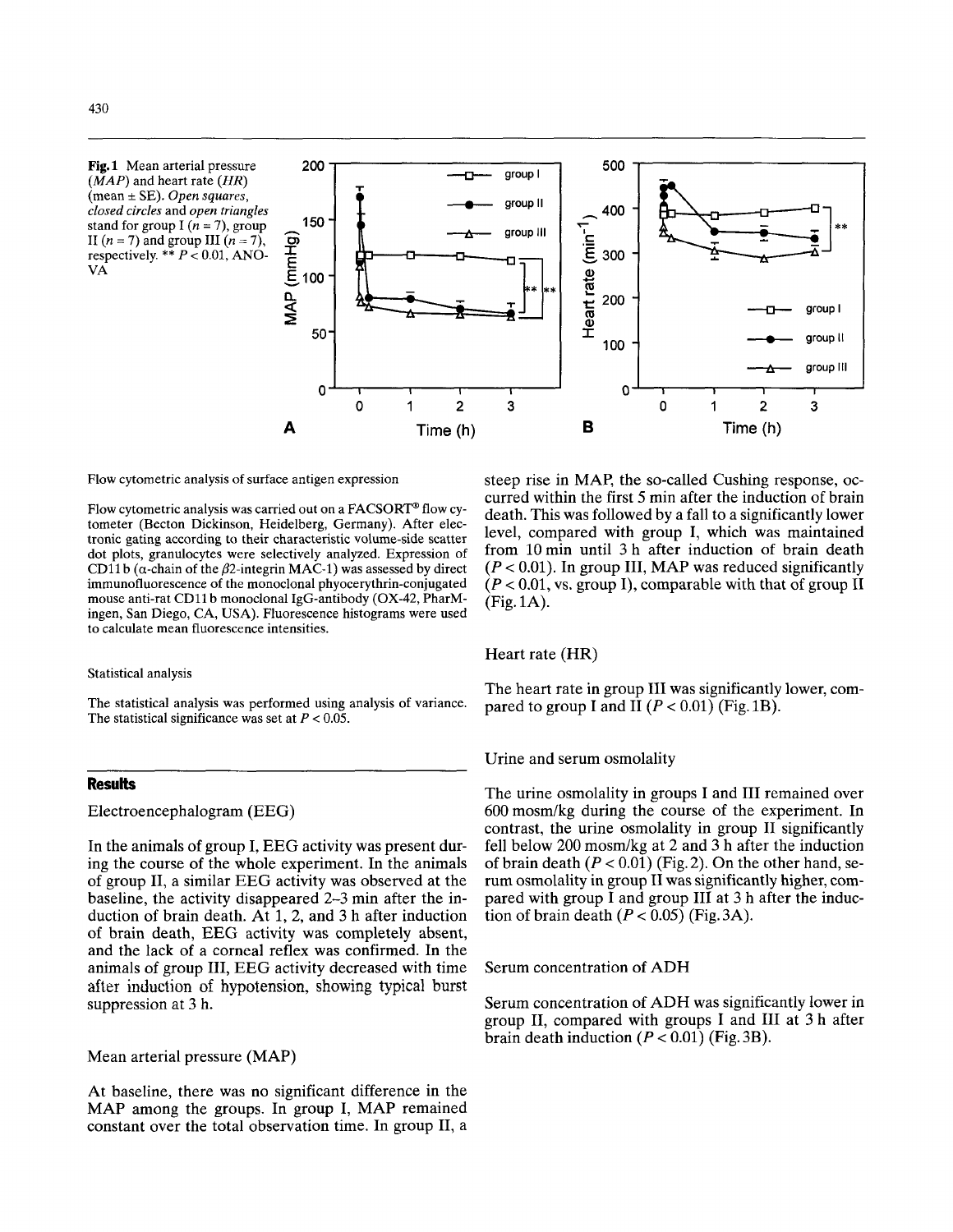Fig. 1 Mean arterial pressure (*MAP*) and heart rate (*HR*) (mean ± SE). *Open squares, closed circles* and *open triangles* stand for group I ($n = 7$), group II ($n = 7$) and group III ($n = 7$), respectively. ** $P < 0.01$, ANOVA

### Flow cytometric analysis of surface antigen expression

Flow cytometric analysis was carried out on a FACSORT® flow cytometer (Becton Dickinson, Heidelberg, Germany). After electronic gating according to their characteristic volume-side scatter dot plots, granulocytes were selectively analyzed. Expression of CD11b (α-chain of the β2-integrin MAC-1) was assessed by direct immunofluorescence of the monoclonal phycoerythrin-conjugated mouse anti-rat CD11b monoclonal IgG-antibody (OX-42, PharMingen, San Diego, CA, USA). Fluorescence histograms were used to calculate mean fluorescence intensities.

### Statistical analysis

The statistical analysis was performed using analysis of variance. The statistical significance was set at $P < 0.05$.

## Results

### Electroencephalogram (EEG)

In the animals of group I, EEG activity was present during the course of the whole experiment. In the animals of group II, a similar EEG activity was observed at the baseline, the activity disappeared 2–3 min after the induction of brain death. At 1, 2, and 3 h after induction of brain death, EEG activity was completely absent, and the lack of a corneal reflex was confirmed. In the animals of group III, EEG activity decreased with time after induction of hypotension, showing typical burst suppression at 3 h.

### Mean arterial pressure (MAP)

At baseline, there was no significant difference in the MAP among the groups. In group I, MAP remained constant over the total observation time. In group II, a steep rise in MAP, the so-called Cushing response, occurred within the first 5 min after the induction of brain death. This was followed by a fall to a significantly lower level, compared with group I, which was maintained from 10 min until 3 h after induction of brain death ($P < 0.01$). In group III, MAP was reduced significantly ($P < 0.01$, vs. group I), comparable with that of group II (Fig. 1A).

### Heart rate (HR)

The heart rate in group III was significantly lower, compared to group I and II ($P < 0.01$) (Fig. 1B).

### Urine and serum osmolality

The urine osmolality in groups I and III remained over 600 mosm/kg during the course of the experiment. In contrast, the urine osmolality in group II significantly fell below 200 mosm/kg at 2 and 3 h after the induction of brain death ($P < 0.01$) (Fig. 2). On the other hand, serum osmolality in group II was significantly higher, compared with group I and group III at 3 h after the induction of brain death ($P < 0.05$) (Fig. 3A).

### Serum concentration of ADH

Serum concentration of ADH was significantly lower in group II, compared with groups I and III at 3 h after brain death induction ($P < 0.01$) (Fig. 3B).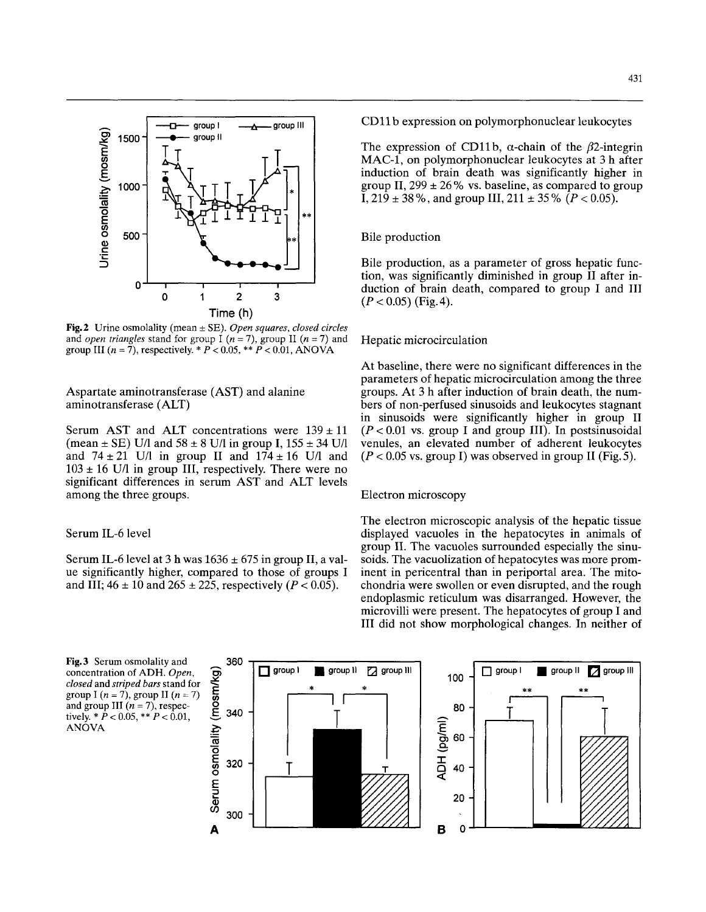Fig. 2 Urine osmolality (mean ± SE). *Open squares, closed circles* and *open triangles* stand for group I ($n = 7$), group II ($n = 7$) and group III ($n = 7$), respectively. * $P < 0.05$, ** $P < 0.01$, ANOVA

### Aspartate aminotransferase (AST) and alanine aminotransferase (ALT)

Serum AST and ALT concentrations were 139 ± 11 (mean ± SE) U/l and 58 ± 8 U/l in group I, 155 ± 34 U/l and 74 ± 21 U/l in group II and 174 ± 16 U/l and 103 ± 16 U/l in group III, respectively. There were no significant differences in serum AST and ALT levels among the three groups.

### Serum IL-6 level

Serum IL-6 level at 3 h was 1636 ± 675 in group II, a value significantly higher, compared to those of groups I and III; 46 ± 10 and 265 ± 225, respectively ($P < 0.05$).

### CD11b expression on polymorphonuclear leukocytes

The expression of CD11b, α-chain of the $\beta$2-integrin MAC-1, on polymorphonuclear leukocytes at 3 h after induction of brain death was significantly higher in group II, 299 ± 26% vs. baseline, as compared to group I, 219 ± 38%, and group III, 211 ± 35% ($P < 0.05$).

### Bile production

Bile production, as a parameter of gross hepatic function, was significantly diminished in group II after induction of brain death, compared to group I and III ($P < 0.05$) (Fig. 4).

### Hepatic microcirculation

At baseline, there were no significant differences in the parameters of hepatic microcirculation among the three groups. At 3 h after induction of brain death, the numbers of non-perfused sinusoids and leukocytes stagnant in sinusoids were significantly higher in group II ($P < 0.01$ vs. group I and group III). In postsinusoidal venules, an elevated number of adherent leukocytes ($P < 0.05$ vs. group I) was observed in group II (Fig. 5).

### Electron microscopy

The electron microscopic analysis of the hepatic tissue displayed vacuoles in the hepatocytes in animals of group II. The vacuoles surrounded especially the sinusoids. The vacuolization of hepatocytes was more prominent in pericentral than in periportal area. The mitochondria were swollen or even disrupted, and the rough endoplasmic reticulum was disarranged. However, the microvilli were present. The hepatocytes of group I and III did not show morphological changes. In neither of

Fig. 3 Serum osmolality and concentration of ADH. *Open, closed* and *striped bars* stand for group I ($n = 7$), group II ($n = 7$) and group III ($n = 7$), respectively. * $P < 0.05$, ** $P < 0.01$, ANOVA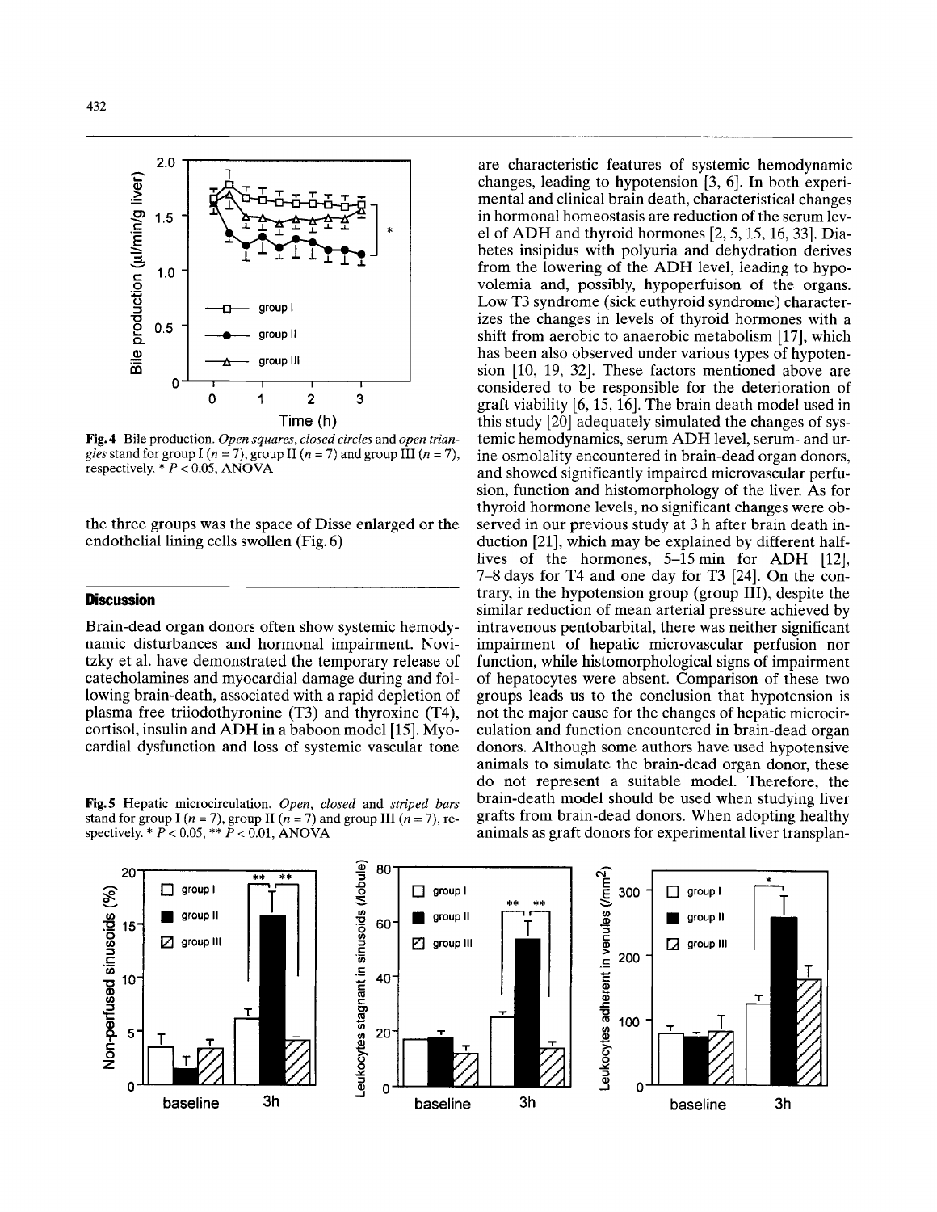Fig. 4 Bile production. *Open squares, closed circles* and *open triangles* stand for group I ($n = 7$), group II ($n = 7$) and group III ($n = 7$), respectively. * $P < 0.05$, ANOVA

the three groups was the space of Disse enlarged or the endothelial lining cells swollen (Fig. 6)

## Discussion

Brain-dead organ donors often show systemic hemodynamic disturbances and hormonal impairment. Novitzky et al. have demonstrated the temporary release of catecholamines and myocardial damage during and following brain-death, associated with a rapid depletion of plasma free triiodothyronine (T3) and thyroxine (T4), cortisol, insulin and ADH in a baboon model [15]. Myocardial dysfunction and loss of systemic vascular tone are characteristic features of systemic hemodynamic changes, leading to hypotension [3, 6]. In both experimental and clinical brain death, characteristical changes in hormonal homeostasis are reduction of the serum level of ADH and thyroid hormones [2, 5, 15, 16, 33]. Diabetes insipidus with polyuria and dehydration derives from the lowering of the ADH level, leading to hypovolemia and, possibly, hypoperfuison of the organs. Low T3 syndrome (sick euthyroid syndrome) characterizes the changes in levels of thyroid hormones with a shift from aerobic to anaerobic metabolism [17], which has been also observed under various types of hypotension [10, 19, 32]. These factors mentioned above are considered to be responsible for the deterioration of graft viability [6, 15, 16]. The brain death model used in this study [20] adequately simulated the changes of systemic hemodynamics, serum ADH level, serum- and urine osmolality encountered in brain-dead organ donors, and showed significantly impaired microvascular perfusion, function and histomorphology of the liver. As for thyroid hormone levels, no significant changes were observed in our previous study at 3 h after brain death induction [21], which may be explained by different half-lives of the hormones, 5–15 min for ADH [12], 7–8 days for T4 and one day for T3 [24]. On the contrary, in the hypotension group (group III), despite the similar reduction of mean arterial pressure achieved by intravenous pentobarbital, there was neither significant impairment of hepatic microvascular perfusion nor function, while histomorphological signs of impairment of hepatocytes were absent. Comparison of these two groups leads us to the conclusion that hypotension is not the major cause for the changes of hepatic microcirculation and function encountered in brain-dead organ donors. Although some authors have used hypotensive animals to simulate the brain-dead organ donor, these do not represent a suitable model. Therefore, the brain-death model should be used when studying liver grafts from brain-dead donors. When adopting healthy animals as graft donors for experimental liver transplan-

Fig. 5 Hepatic microcirculation. *Open, closed* and *striped bars* stand for group I ($n = 7$), group II ($n = 7$) and group III ($n = 7$), respectively. * $P < 0.05$, ** $P < 0.01$, ANOVA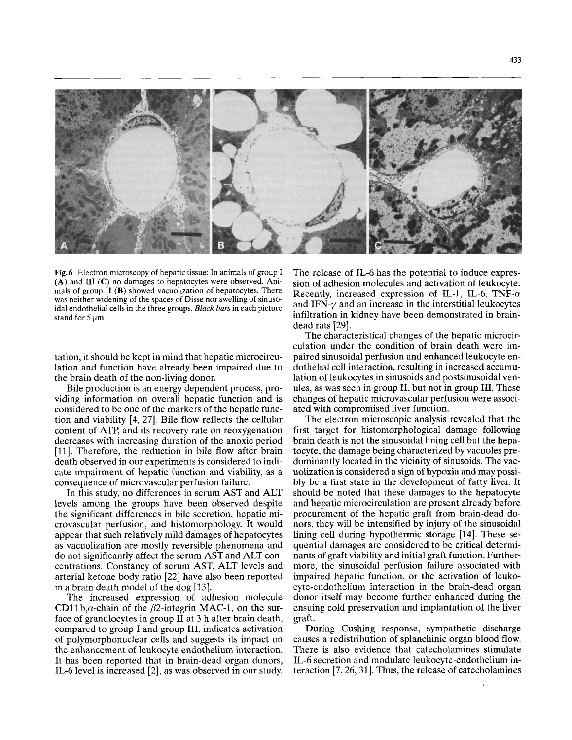Fig. 6 Electron microscopy of hepatic tissue: In animals of group I (**A**) and III (**C**) no damages to hepatocytes were observed. Animals of group II (**B**) showed vacuolization of hepatocytes. There was neither widening of the spaces of Disse nor swelling of sinusoidal endothelial cells in the three groups. *Black bars* in each picture stand for 5 μm

tation, it should be kept in mind that hepatic microcirculation and function have already been impaired due to the brain death of the non-living donor.

Bile production is an energy dependent process, providing information on overall hepatic function and is considered to be one of the markers of the hepatic function and viability [4, 27]. Bile flow reflects the cellular content of ATP, and its recovery rate on reoxygenation decreases with increasing duration of the anoxic period [11]. Therefore, the reduction in bile flow after brain death observed in our experiments is considered to indicate impairment of hepatic function and viability, as a consequence of microvascular perfusion failure.

In this study, no differences in serum AST and ALT levels among the groups have been observed despite the significant differences in bile secretion, hepatic microvascular perfusion, and histomorphology. It would appear that such relatively mild damages of hepatocytes as vacuolization are mostly reversible phenomena and do not significantly affect the serum AST and ALT concentrations. Constancy of serum AST, ALT levels and arterial ketone body ratio [22] have also been reported in a brain death model of the dog [13].

The increased expression of adhesion molecule CD11 b,α-chain of the β2-integrin MAC-1, on the surface of granulocytes in group II at 3 h after brain death, compared to group I and group III, indicates activation of polymorphonuclear cells and suggests its impact on the enhancement of leukocyte endothelium interaction. It has been reported that in brain-dead organ donors, IL-6 level is increased [2], as was observed in our study. The release of IL-6 has the potential to induce expression of adhesion molecules and activation of leukocyte. Recently, increased expression of IL-1, IL-6, TNF-α and IFN-γ and an increase in the interstitial leukocytes infiltration in kidney have been demonstrated in brain-dead rats [29].

The characteristical changes of the hepatic microcirculation under the condition of brain death were impaired sinusoidal perfusion and enhanced leukocyte endothelial cell interaction, resulting in increased accumulation of leukocytes in sinusoids and postsinusoidal venules, as was seen in group II, but not in group III. These changes of hepatic microvascular perfusion were associated with compromised liver function.

The electron microscopic analysis revealed that the first target for histomorphological damage following brain death is not the sinusoidal lining cell but the hepatocyte, the damage being characterized by vacuoles predominantly located in the vicinity of sinusoids. The vacuolization is considered a sign of hypoxia and may possibly be a first state in the development of fatty liver. It should be noted that these damages to the hepatocyte and hepatic microcirculation are present already before procurement of the hepatic graft from brain-dead donors, they will be intensified by injury of the sinusoidal lining cell during hypothermic storage [14]. These sequential damages are considered to be critical determinants of graft viability and initial graft function. Furthermore, the sinusoidal perfusion failure associated with impaired hepatic function, or the activation of leukocyte-endothelium interaction in the brain-dead organ donor itself may become further enhanced during the ensuing cold preservation and implantation of the liver graft.

During Cushing response, sympathetic discharge causes a redistribution of splanchinic organ blood flow. There is also evidence that catecholamines stimulate IL-6 secretion and modulate leukocyte-endothelium interaction [7, 26, 31]. Thus, the release of catecholamines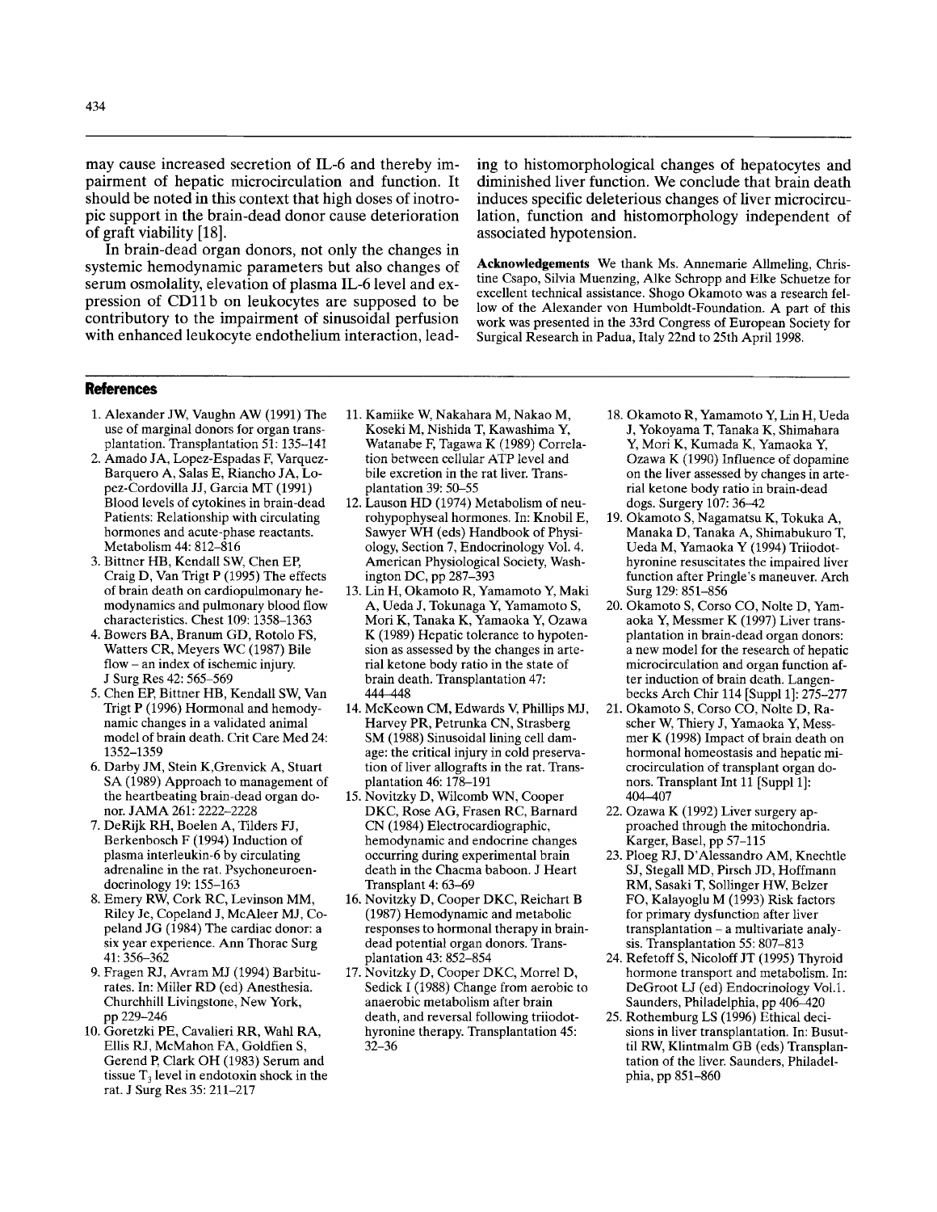may cause increased secretion of IL-6 and thereby impairment of hepatic microcirculation and function. It should be noted in this context that high doses of inotropic support in the brain-dead donor cause deterioration of graft viability [18].

In brain-dead organ donors, not only the changes in systemic hemodynamic parameters but also changes of serum osmolality, elevation of plasma IL-6 level and expression of CD11b on leukocytes are supposed to be contributory to the impairment of sinusoidal perfusion with enhanced leukocyte endothelium interaction, leading to histomorphological changes of hepatocytes and diminished liver function. We conclude that brain death induces specific deleterious changes of liver microcirculation, function and histomorphology independent of associated hypotension.

**Acknowledgements** We thank Ms. Annemarie Allmeling, Christine Csapo, Silvia Muenzing, Alke Schropp and Elke Schuetze for excellent technical assistance. Shogo Okamoto was a research fellow of the Alexander von Humboldt-Foundation. A part of this work was presented in the 33rd Congress of European Society for Surgical Research in Padua, Italy 22nd to 25th April 1998.

## References

1. Alexander JW, Vaughn AW (1991) The use of marginal donors for organ transplantation. Transplantation 51: 135–141
2. Amado JA, Lopez-Espadas F, Varquez-Barquero A, Salas E, Riancho JA, Lopez-Cordovilla JJ, Garcia MT (1991) Blood levels of cytokines in brain-dead Patients: Relationship with circulating hormones and acute-phase reactants. Metabolism 44: 812–816
3. Bittner HB, Kendall SW, Chen EP, Craig D, Van Trigt P (1995) The effects of brain death on cardiopulmonary hemodynamics and pulmonary blood flow characteristics. Chest 109: 1358–1363
4. Bowers BA, Branum GD, Rotolo FS, Watters CR, Meyers WC (1987) Bile flow – an index of ischemic injury. J Surg Res 42: 565–569
5. Chen EP, Bittner HB, Kendall SW, Van Trigt P (1996) Hormonal and hemodynamic changes in a validated animal model of brain death. Crit Care Med 24: 1352–1359
6. Darby JM, Stein K,Grenvick A, Stuart SA (1989) Approach to management of the heartbeating brain-dead organ donor. JAMA 261: 2222–2228
7. DeRijk RH, Boelen A, Tilders FJ, Berkenbosch F (1994) Induction of plasma interleukin-6 by circulating adrenaline in the rat. Psychoneuroendocrinology 19: 155–163
8. Emery RW, Cork RC, Levinson MM, Riley Jc, Copeland J, McAleer MJ, Copeland JG (1984) The cardiac donor: a six year experience. Ann Thorac Surg 41: 356–362
9. Fragen RJ, Avram MJ (1994) Barbiturates. In: Miller RD (ed) Anesthesia. Churchhill Livingstone, New York, pp 229–246
10. Goretzki PE, Cavalieri RR, Wahl RA, Ellis RJ, McMahon FA, Goldfien S, Gerend P, Clark OH (1983) Serum and tissue $T_3$ level in endotoxin shock in the rat. J Surg Res 35: 211–217
11. Kamiike W, Nakahara M, Nakao M, Koseki M, Nishida T, Kawashima Y, Watanabe F, Tagawa K (1989) Correlation between cellular ATP level and bile excretion in the rat liver. Transplantation 39: 50–55
12. Lauson HD (1974) Metabolism of neurohypophyseal hormones. In: Knobil E, Sawyer WH (eds) Handbook of Physiology, Section 7, Endocrinology Vol. 4. American Physiological Society, Washington DC, pp 287–393
13. Lin H, Okamoto R, Yamamoto Y, Maki A, Ueda J, Tokunaga Y, Yamamoto S, Mori K, Tanaka K, Yamaoka Y, Ozawa K (1989) Hepatic tolerance to hypotension as assessed by the changes in arterial ketone body ratio in the state of brain death. Transplantation 47: 444–448
14. McKeown CM, Edwards V, Phillips MJ, Harvey PR, Petrunka CN, Strasberg SM (1988) Sinusoidal lining cell damage: the critical injury in cold preservation of liver allografts in the rat. Transplantation 46: 178–191
15. Novitzky D, Wilcomb WN, Cooper DKC, Rose AG, Frasen RC, Barnard CN (1984) Electrocardiographic, hemodynamic and endocrine changes occurring during experimental brain death in the Chacma baboon. J Heart Transplant 4: 63–69
16. Novitzky D, Cooper DKC, Reichart B (1987) Hemodynamic and metabolic responses to hormonal therapy in brain-dead potential organ donors. Transplantation 43: 852–854
17. Novitzky D, Cooper DKC, Morrel D, Sedick I (1988) Change from aerobic to anaerobic metabolism after brain death, and reversal following triiodothyronine therapy. Transplantation 45: 32–36
18. Okamoto R, Yamamoto Y, Lin H, Ueda J, Yokoyama T, Tanaka K, Shimahara Y, Mori K, Kumada K, Yamaoka Y, Ozawa K (1990) Influence of dopamine on the liver assessed by changes in arterial ketone body ratio in brain-dead dogs. Surgery 107: 36–42
19. Okamoto S, Nagamatsu K, Tokuka A, Manaka D, Tanaka A, Shimabukuro T, Ueda M, Yamaoka Y (1994) Triiodothyronine resuscitates the impaired liver function after Pringle's maneuver. Arch Surg 129: 851–856
20. Okamoto S, Corso CO, Nolte D, Yamaoka Y, Messmer K (1997) Liver transplantation in brain-dead organ donors: a new model for the research of hepatic microcirculation and organ function after induction of brain death. Langenbecks Arch Chir 114 [Suppl 1]: 275–277
21. Okamoto S, Corso CO, Nolte D, Rascher W, Thiery J, Yamaoka Y, Messmer K (1998) Impact of brain death on hormonal homeostasis and hepatic microcirculation of transplant organ donors. Transplant Int 11 [Suppl 1]: 404–407
22. Ozawa K (1992) Liver surgery approached through the mitochondria. Karger, Basel, pp 57–115
23. Ploeg RJ, D'Alessandro AM, Knechtle SJ, Stegall MD, Pirsch JD, Hoffmann RM, Sasaki T, Sollinger HW, Belzer FO, Kalayoglu M (1993) Risk factors for primary dysfunction after liver transplantation – a multivariate analysis. Transplantation 55: 807–813
24. Refetoff S, Nicoloff JT (1995) Thyroid hormone transport and metabolism. In: DeGroot LJ (ed) Endocrinology Vol.1. Saunders, Philadelphia, pp 406–420
25. Rothemburg LS (1996) Ethical decisions in liver transplantation. In: Busuttil RW, Klintmalm GB (eds) Transplantation of the liver. Saunders, Philadelphia, pp 851–860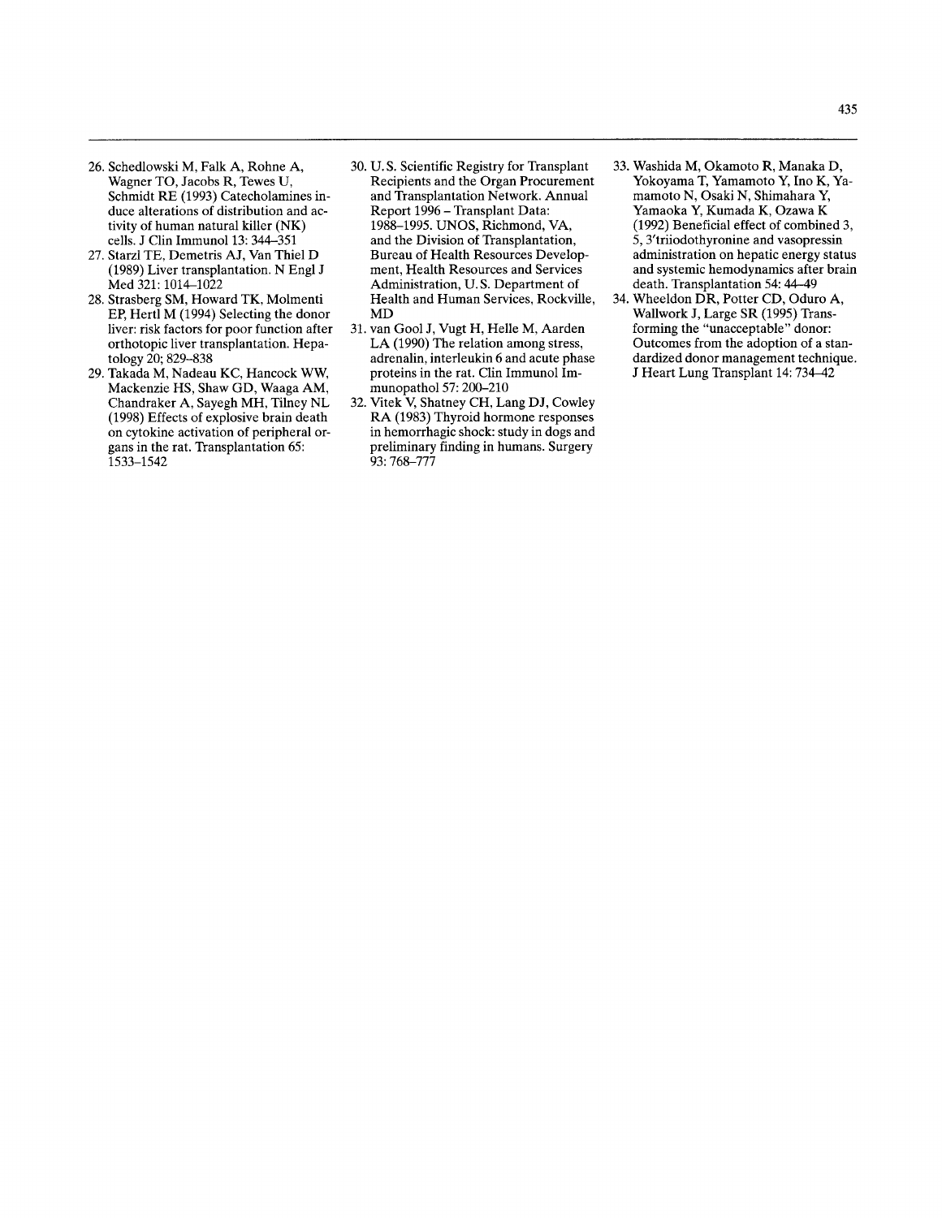26. Schedlowski M, Falk A, Rohne A, Wagner TO, Jacobs R, Tewes U, Schmidt RE (1993) Catecholamines induce alterations of distribution and activity of human natural killer (NK) cells. J Clin Immunol 13: 344–351
27. Starzl TE, Demetris AJ, Van Thiel D (1989) Liver transplantation. N Engl J Med 321: 1014–1022
28. Strasberg SM, Howard TK, Molmenti EP, Hertl M (1994) Selecting the donor liver: risk factors for poor function after orthotopic liver transplantation. Hepatology 20; 829–838
29. Takada M, Nadeau KC, Hancock WW, Mackenzie HS, Shaw GD, Waaga AM, Chandraker A, Sayegh MH, Tilney NL (1998) Effects of explosive brain death on cytokine activation of peripheral organs in the rat. Transplantation 65: 1533–1542
30. U. S. Scientific Registry for Transplant Recipients and the Organ Procurement and Transplantation Network. Annual Report 1996 – Transplant Data: 1988–1995. UNOS, Richmond, VA, and the Division of Transplantation, Bureau of Health Resources Development, Health Resources and Services Administration, U. S. Department of Health and Human Services, Rockville, MD
31. van Gool J, Vugt H, Helle M, Aarden LA (1990) The relation among stress, adrenalin, interleukin 6 and acute phase proteins in the rat. Clin Immunol Immunopathol 57: 200–210
32. Vitek V, Shatney CH, Lang DJ, Cowley RA (1983) Thyroid hormone responses in hemorrhagic shock: study in dogs and preliminary finding in humans. Surgery 93: 768–777
33. Washida M, Okamoto R, Manaka D, Yokoyama T, Yamamoto Y, Ino K, Yamamoto N, Osaki N, Shimahara Y, Yamaoka Y, Kumada K, Ozawa K (1992) Beneficial effect of combined 3, 5, 3'triiodothyronine and vasopressin administration on hepatic energy status and systemic hemodynamics after brain death. Transplantation 54: 44–49
34. Wheeldon DR, Potter CD, Oduro A, Wallwork J, Large SR (1995) Transforming the "unacceptable" donor: Outcomes from the adoption of a standardized donor management technique. J Heart Lung Transplant 14: 734–42